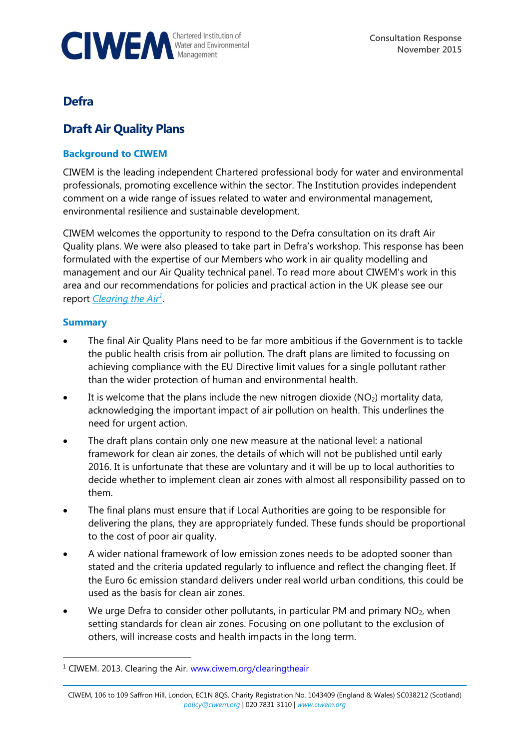**CIWEM** Chartered Institution of Water and Environmental Management

Consultation Response
November 2015

# Defra

# Draft Air Quality Plans

## Background to CIWEM

CIWEM is the leading independent Chartered professional body for water and environmental professionals, promoting excellence within the sector. The Institution provides independent comment on a wide range of issues related to water and environmental management, environmental resilience and sustainable development.

CIWEM welcomes the opportunity to respond to the Defra consultation on its draft Air Quality plans. We were also pleased to take part in Defra's workshop. This response has been formulated with the expertise of our Members who work in air quality modelling and management and our Air Quality technical panel. To read more about CIWEM's work in this area and our recommendations for policies and practical action in the UK please see our report *Clearing the Air*[1].

## Summary

- The final Air Quality Plans need to be far more ambitious if the Government is to tackle the public health crisis from air pollution. The draft plans are limited to focussing on achieving compliance with the EU Directive limit values for a single pollutant rather than the wider protection of human and environmental health.
- It is welcome that the plans include the new nitrogen dioxide ($NO_2$) mortality data, acknowledging the important impact of air pollution on health. This underlines the need for urgent action.
- The draft plans contain only one new measure at the national level: a national framework for clean air zones, the details of which will not be published until early 2016. It is unfortunate that these are voluntary and it will be up to local authorities to decide whether to implement clean air zones with almost all responsibility passed on to them.
- The final plans must ensure that if Local Authorities are going to be responsible for delivering the plans, they are appropriately funded. These funds should be proportional to the cost of poor air quality.
- A wider national framework of low emission zones needs to be adopted sooner than stated and the criteria updated regularly to influence and reflect the changing fleet. If the Euro 6c emission standard delivers under real world urban conditions, this could be used as the basis for clean air zones.
- We urge Defra to consider other pollutants, in particular PM and primary $NO_2$, when setting standards for clean air zones. Focusing on one pollutant to the exclusion of others, will increase costs and health impacts in the long term.

[1] CIWEM. 2013. Clearing the Air. www.ciwem.org/clearingtheair

CIWEM, 106 to 109 Saffron Hill, London, EC1N 8QS. Charity Registration No. 1043409 (England & Wales) SC038212 (Scotland)
policy@ciwem.org | 020 7831 3110 | www.ciwem.org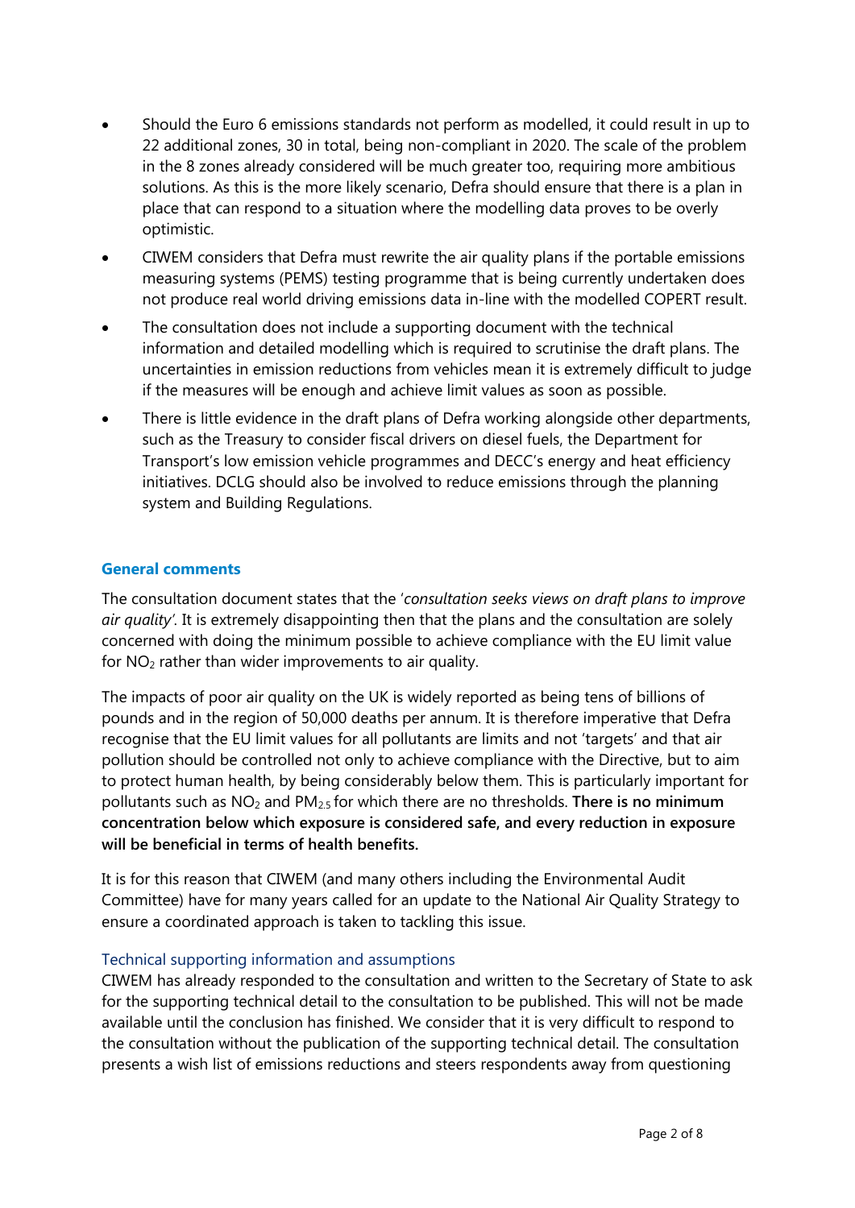- Should the Euro 6 emissions standards not perform as modelled, it could result in up to 22 additional zones, 30 in total, being non-compliant in 2020. The scale of the problem in the 8 zones already considered will be much greater too, requiring more ambitious solutions. As this is the more likely scenario, Defra should ensure that there is a plan in place that can respond to a situation where the modelling data proves to be overly optimistic.
- CIWEM considers that Defra must rewrite the air quality plans if the portable emissions measuring systems (PEMS) testing programme that is being currently undertaken does not produce real world driving emissions data in-line with the modelled COPERT result.
- The consultation does not include a supporting document with the technical information and detailed modelling which is required to scrutinise the draft plans. The uncertainties in emission reductions from vehicles mean it is extremely difficult to judge if the measures will be enough and achieve limit values as soon as possible.
- There is little evidence in the draft plans of Defra working alongside other departments, such as the Treasury to consider fiscal drivers on diesel fuels, the Department for Transport's low emission vehicle programmes and DECC's energy and heat efficiency initiatives. DCLG should also be involved to reduce emissions through the planning system and Building Regulations.

## General comments

The consultation document states that the '*consultation seeks views on draft plans to improve air quality'*. It is extremely disappointing then that the plans and the consultation are solely concerned with doing the minimum possible to achieve compliance with the EU limit value for $NO_2$ rather than wider improvements to air quality.

The impacts of poor air quality on the UK is widely reported as being tens of billions of pounds and in the region of 50,000 deaths per annum. It is therefore imperative that Defra recognise that the EU limit values for all pollutants are limits and not 'targets' and that air pollution should be controlled not only to achieve compliance with the Directive, but to aim to protect human health, by being considerably below them. This is particularly important for pollutants such as $NO_2$ and $PM_{2.5}$ for which there are no thresholds. **There is no minimum concentration below which exposure is considered safe, and every reduction in exposure will be beneficial in terms of health benefits.**

It is for this reason that CIWEM (and many others including the Environmental Audit Committee) have for many years called for an update to the National Air Quality Strategy to ensure a coordinated approach is taken to tackling this issue.

### Technical supporting information and assumptions

CIWEM has already responded to the consultation and written to the Secretary of State to ask for the supporting technical detail to the consultation to be published. This will not be made available until the conclusion has finished. We consider that it is very difficult to respond to the consultation without the publication of the supporting technical detail. The consultation presents a wish list of emissions reductions and steers respondents away from questioning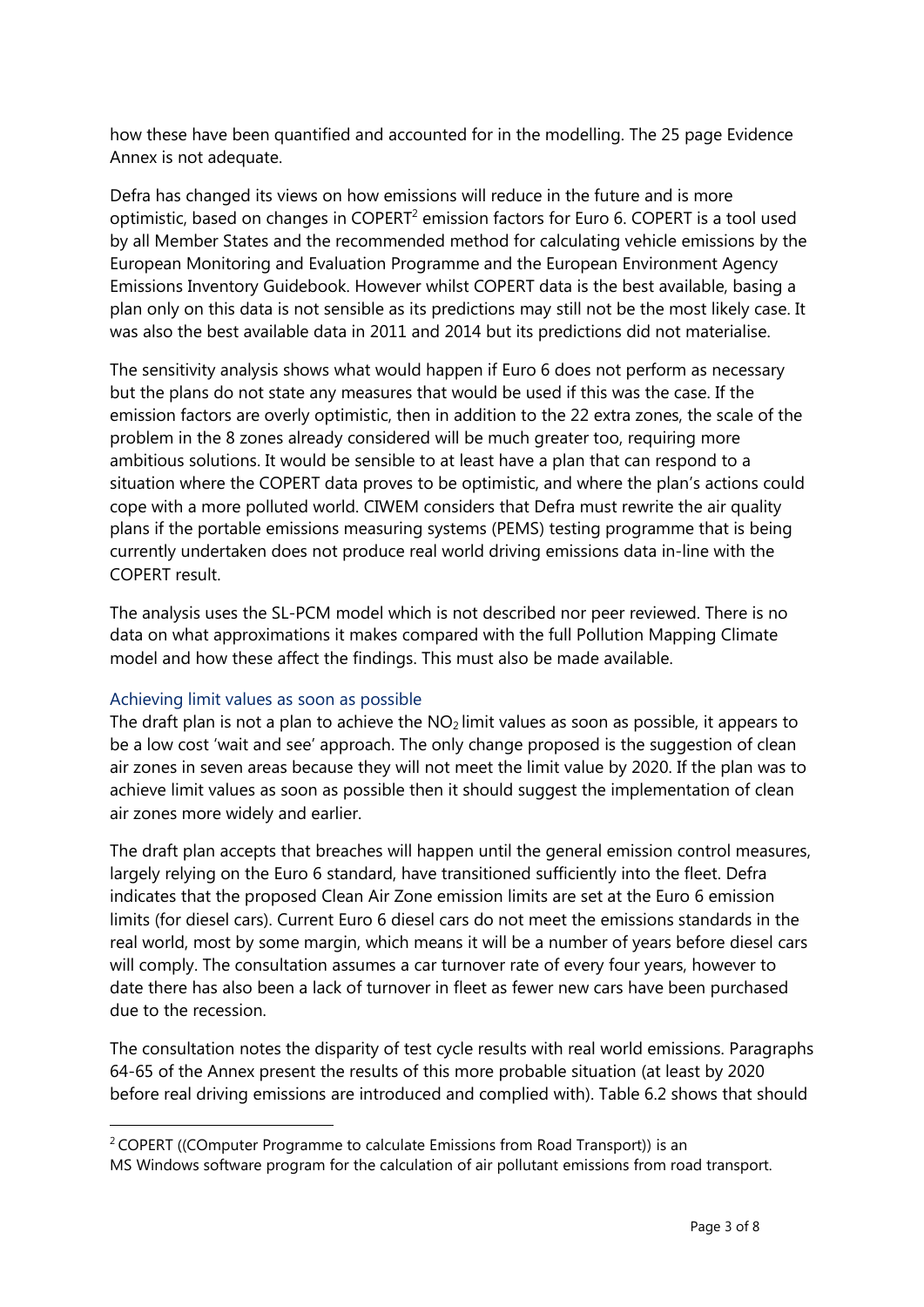how these have been quantified and accounted for in the modelling. The 25 page Evidence Annex is not adequate.

Defra has changed its views on how emissions will reduce in the future and is more optimistic, based on changes in COPERT[2] emission factors for Euro 6. COPERT is a tool used by all Member States and the recommended method for calculating vehicle emissions by the European Monitoring and Evaluation Programme and the European Environment Agency Emissions Inventory Guidebook. However whilst COPERT data is the best available, basing a plan only on this data is not sensible as its predictions may still not be the most likely case. It was also the best available data in 2011 and 2014 but its predictions did not materialise.

The sensitivity analysis shows what would happen if Euro 6 does not perform as necessary but the plans do not state any measures that would be used if this was the case. If the emission factors are overly optimistic, then in addition to the 22 extra zones, the scale of the problem in the 8 zones already considered will be much greater too, requiring more ambitious solutions. It would be sensible to at least have a plan that can respond to a situation where the COPERT data proves to be optimistic, and where the plan's actions could cope with a more polluted world. CIWEM considers that Defra must rewrite the air quality plans if the portable emissions measuring systems (PEMS) testing programme that is being currently undertaken does not produce real world driving emissions data in-line with the COPERT result.

The analysis uses the SL-PCM model which is not described nor peer reviewed. There is no data on what approximations it makes compared with the full Pollution Mapping Climate model and how these affect the findings. This must also be made available.

### Achieving limit values as soon as possible

The draft plan is not a plan to achieve the $NO_2$ limit values as soon as possible, it appears to be a low cost 'wait and see' approach. The only change proposed is the suggestion of clean air zones in seven areas because they will not meet the limit value by 2020. If the plan was to achieve limit values as soon as possible then it should suggest the implementation of clean air zones more widely and earlier.

The draft plan accepts that breaches will happen until the general emission control measures, largely relying on the Euro 6 standard, have transitioned sufficiently into the fleet. Defra indicates that the proposed Clean Air Zone emission limits are set at the Euro 6 emission limits (for diesel cars). Current Euro 6 diesel cars do not meet the emissions standards in the real world, most by some margin, which means it will be a number of years before diesel cars will comply. The consultation assumes a car turnover rate of every four years, however to date there has also been a lack of turnover in fleet as fewer new cars have been purchased due to the recession.

The consultation notes the disparity of test cycle results with real world emissions. Paragraphs 64-65 of the Annex present the results of this more probable situation (at least by 2020 before real driving emissions are introduced and complied with). Table 6.2 shows that should

[2] COPERT ((COmputer Programme to calculate Emissions from Road Transport)) is an MS Windows software program for the calculation of air pollutant emissions from road transport.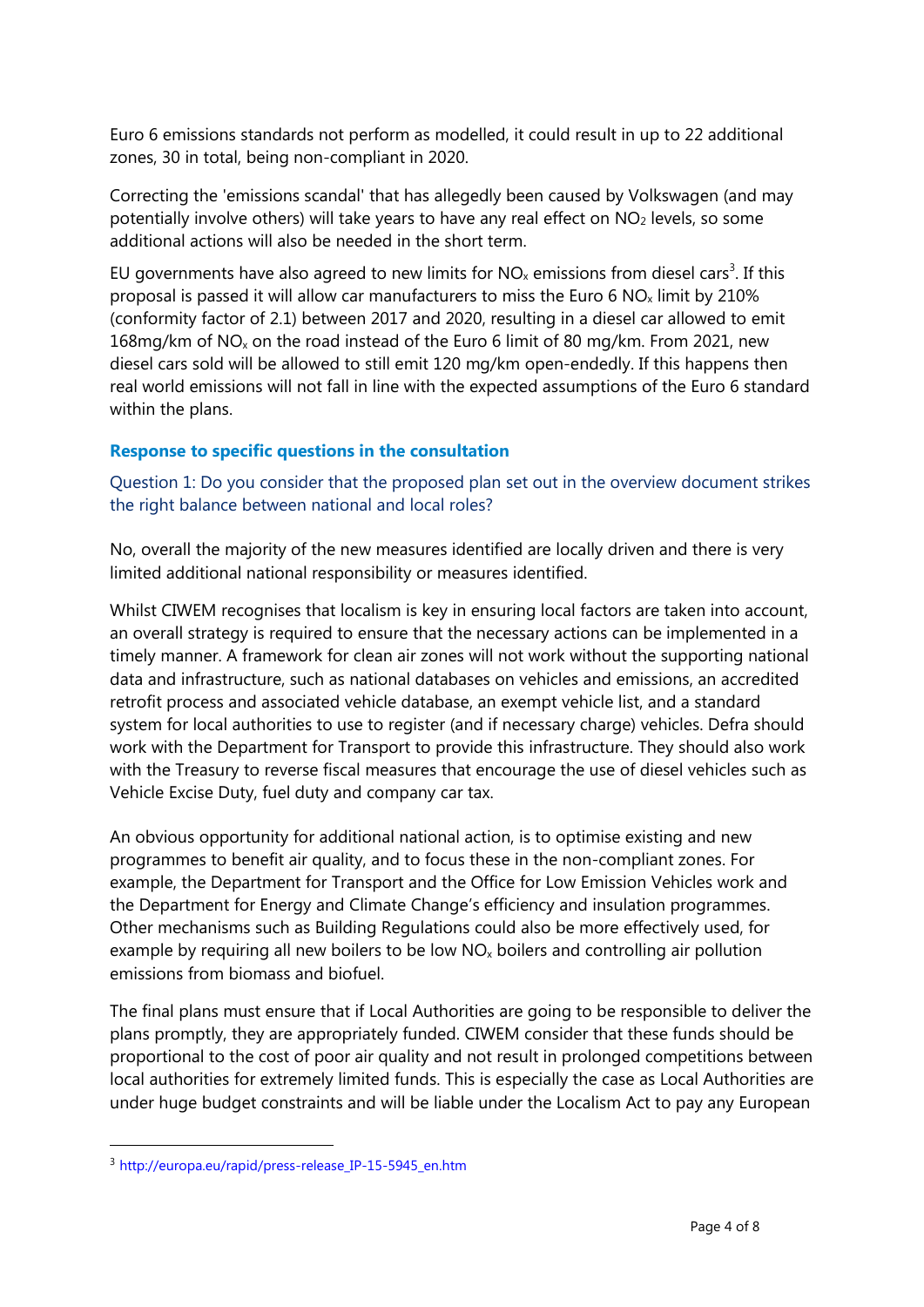Euro 6 emissions standards not perform as modelled, it could result in up to 22 additional zones, 30 in total, being non-compliant in 2020.

Correcting the 'emissions scandal' that has allegedly been caused by Volkswagen (and may potentially involve others) will take years to have any real effect on $NO_2$ levels, so some additional actions will also be needed in the short term.

EU governments have also agreed to new limits for $NO_x$ emissions from diesel cars[3]. If this proposal is passed it will allow car manufacturers to miss the Euro 6 $NO_x$ limit by 210% (conformity factor of 2.1) between 2017 and 2020, resulting in a diesel car allowed to emit 168mg/km of $NO_x$ on the road instead of the Euro 6 limit of 80 mg/km. From 2021, new diesel cars sold will be allowed to still emit 120 mg/km open-endedly. If this happens then real world emissions will not fall in line with the expected assumptions of the Euro 6 standard within the plans.

### Response to specific questions in the consultation

Question 1: Do you consider that the proposed plan set out in the overview document strikes the right balance between national and local roles?

No, overall the majority of the new measures identified are locally driven and there is very limited additional national responsibility or measures identified.

Whilst CIWEM recognises that localism is key in ensuring local factors are taken into account, an overall strategy is required to ensure that the necessary actions can be implemented in a timely manner. A framework for clean air zones will not work without the supporting national data and infrastructure, such as national databases on vehicles and emissions, an accredited retrofit process and associated vehicle database, an exempt vehicle list, and a standard system for local authorities to use to register (and if necessary charge) vehicles. Defra should work with the Department for Transport to provide this infrastructure. They should also work with the Treasury to reverse fiscal measures that encourage the use of diesel vehicles such as Vehicle Excise Duty, fuel duty and company car tax.

An obvious opportunity for additional national action, is to optimise existing and new programmes to benefit air quality, and to focus these in the non-compliant zones. For example, the Department for Transport and the Office for Low Emission Vehicles work and the Department for Energy and Climate Change's efficiency and insulation programmes. Other mechanisms such as Building Regulations could also be more effectively used, for example by requiring all new boilers to be low $NO_x$ boilers and controlling air pollution emissions from biomass and biofuel.

The final plans must ensure that if Local Authorities are going to be responsible to deliver the plans promptly, they are appropriately funded. CIWEM consider that these funds should be proportional to the cost of poor air quality and not result in prolonged competitions between local authorities for extremely limited funds. This is especially the case as Local Authorities are under huge budget constraints and will be liable under the Localism Act to pay any European

---

[3] http://europa.eu/rapid/press-release_IP-15-5945_en.htm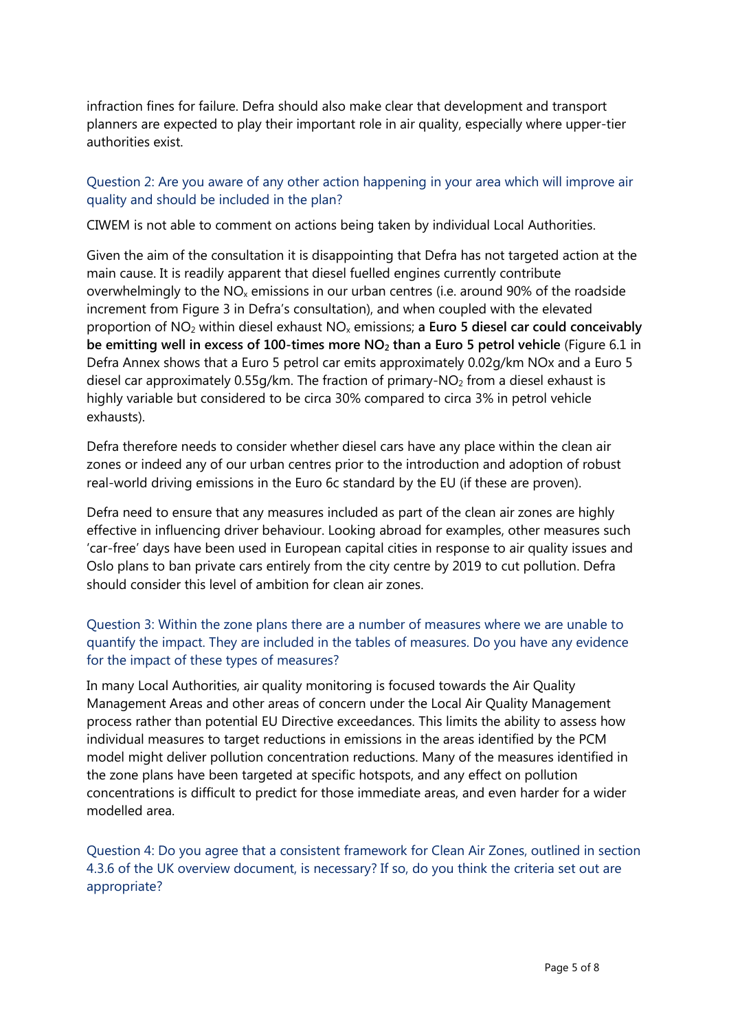infraction fines for failure. Defra should also make clear that development and transport planners are expected to play their important role in air quality, especially where upper-tier authorities exist.

### Question 2: Are you aware of any other action happening in your area which will improve air quality and should be included in the plan?

CIWEM is not able to comment on actions being taken by individual Local Authorities.

Given the aim of the consultation it is disappointing that Defra has not targeted action at the main cause. It is readily apparent that diesel fuelled engines currently contribute overwhelmingly to the $NO_x$ emissions in our urban centres (i.e. around 90% of the roadside increment from Figure 3 in Defra's consultation), and when coupled with the elevated proportion of $NO_2$ within diesel exhaust $NO_x$ emissions; **a Euro 5 diesel car could conceivably be emitting well in excess of 100-times more $NO_2$ than a Euro 5 petrol vehicle** (Figure 6.1 in Defra Annex shows that a Euro 5 petrol car emits approximately 0.02g/km NOx and a Euro 5 diesel car approximately 0.55g/km. The fraction of primary-$NO_2$ from a diesel exhaust is highly variable but considered to be circa 30% compared to circa 3% in petrol vehicle exhausts).

Defra therefore needs to consider whether diesel cars have any place within the clean air zones or indeed any of our urban centres prior to the introduction and adoption of robust real-world driving emissions in the Euro 6c standard by the EU (if these are proven).

Defra need to ensure that any measures included as part of the clean air zones are highly effective in influencing driver behaviour. Looking abroad for examples, other measures such 'car-free' days have been used in European capital cities in response to air quality issues and Oslo plans to ban private cars entirely from the city centre by 2019 to cut pollution. Defra should consider this level of ambition for clean air zones.

### Question 3: Within the zone plans there are a number of measures where we are unable to quantify the impact. They are included in the tables of measures. Do you have any evidence for the impact of these types of measures?

In many Local Authorities, air quality monitoring is focused towards the Air Quality Management Areas and other areas of concern under the Local Air Quality Management process rather than potential EU Directive exceedances. This limits the ability to assess how individual measures to target reductions in emissions in the areas identified by the PCM model might deliver pollution concentration reductions. Many of the measures identified in the zone plans have been targeted at specific hotspots, and any effect on pollution concentrations is difficult to predict for those immediate areas, and even harder for a wider modelled area.

### Question 4: Do you agree that a consistent framework for Clean Air Zones, outlined in section 4.3.6 of the UK overview document, is necessary? If so, do you think the criteria set out are appropriate?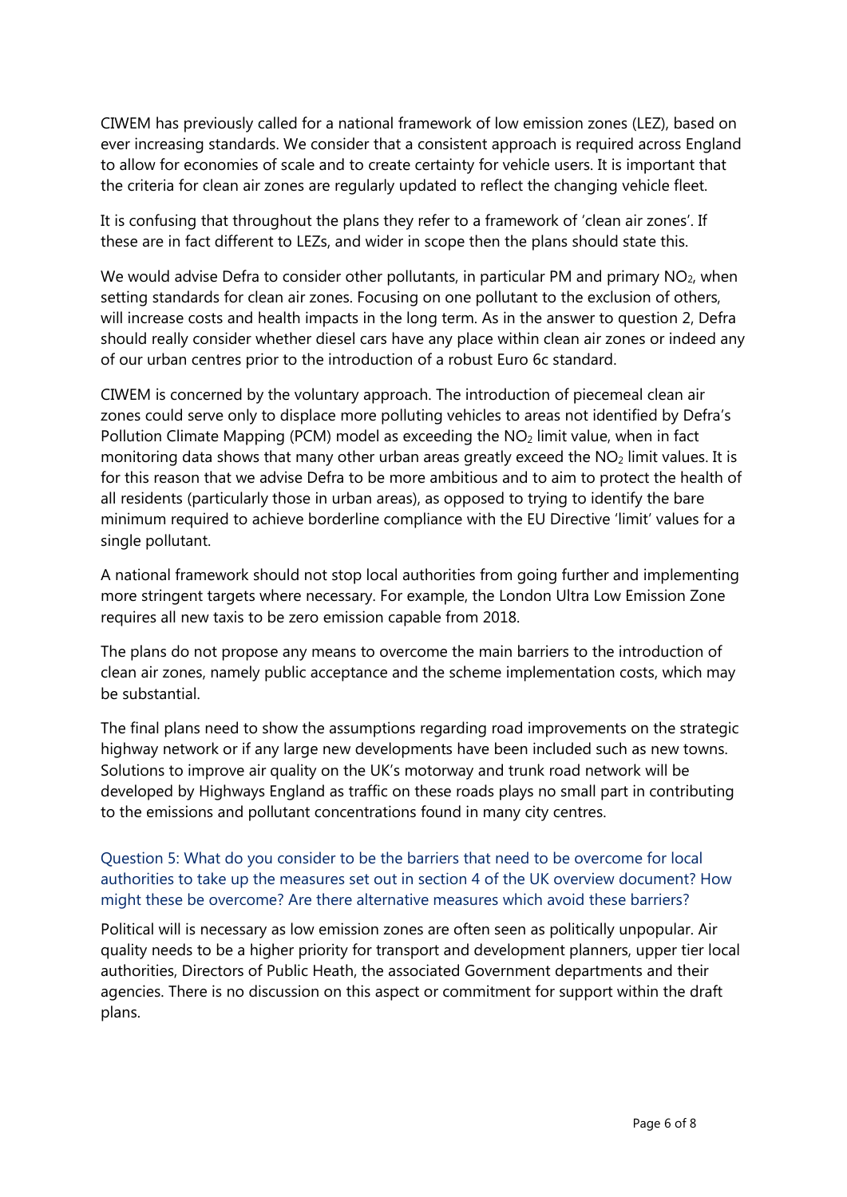CIWEM has previously called for a national framework of low emission zones (LEZ), based on ever increasing standards. We consider that a consistent approach is required across England to allow for economies of scale and to create certainty for vehicle users. It is important that the criteria for clean air zones are regularly updated to reflect the changing vehicle fleet.

It is confusing that throughout the plans they refer to a framework of 'clean air zones'. If these are in fact different to LEZs, and wider in scope then the plans should state this.

We would advise Defra to consider other pollutants, in particular PM and primary $NO_2$, when setting standards for clean air zones. Focusing on one pollutant to the exclusion of others, will increase costs and health impacts in the long term. As in the answer to question 2, Defra should really consider whether diesel cars have any place within clean air zones or indeed any of our urban centres prior to the introduction of a robust Euro 6c standard.

CIWEM is concerned by the voluntary approach. The introduction of piecemeal clean air zones could serve only to displace more polluting vehicles to areas not identified by Defra's Pollution Climate Mapping (PCM) model as exceeding the $NO_2$ limit value, when in fact monitoring data shows that many other urban areas greatly exceed the $NO_2$ limit values. It is for this reason that we advise Defra to be more ambitious and to aim to protect the health of all residents (particularly those in urban areas), as opposed to trying to identify the bare minimum required to achieve borderline compliance with the EU Directive 'limit' values for a single pollutant.

A national framework should not stop local authorities from going further and implementing more stringent targets where necessary. For example, the London Ultra Low Emission Zone requires all new taxis to be zero emission capable from 2018.

The plans do not propose any means to overcome the main barriers to the introduction of clean air zones, namely public acceptance and the scheme implementation costs, which may be substantial.

The final plans need to show the assumptions regarding road improvements on the strategic highway network or if any large new developments have been included such as new towns. Solutions to improve air quality on the UK's motorway and trunk road network will be developed by Highways England as traffic on these roads plays no small part in contributing to the emissions and pollutant concentrations found in many city centres.

### Question 5: What do you consider to be the barriers that need to be overcome for local authorities to take up the measures set out in section 4 of the UK overview document? How might these be overcome? Are there alternative measures which avoid these barriers?

Political will is necessary as low emission zones are often seen as politically unpopular. Air quality needs to be a higher priority for transport and development planners, upper tier local authorities, Directors of Public Heath, the associated Government departments and their agencies. There is no discussion on this aspect or commitment for support within the draft plans.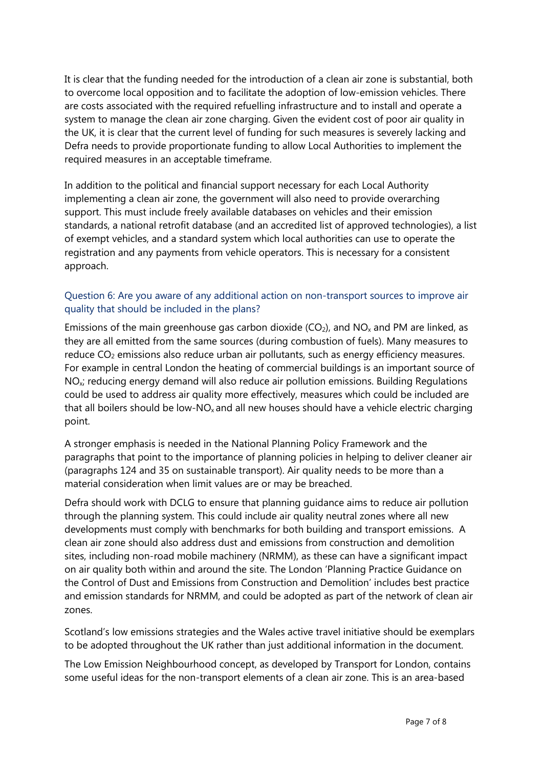It is clear that the funding needed for the introduction of a clean air zone is substantial, both to overcome local opposition and to facilitate the adoption of low-emission vehicles. There are costs associated with the required refuelling infrastructure and to install and operate a system to manage the clean air zone charging. Given the evident cost of poor air quality in the UK, it is clear that the current level of funding for such measures is severely lacking and Defra needs to provide proportionate funding to allow Local Authorities to implement the required measures in an acceptable timeframe.

In addition to the political and financial support necessary for each Local Authority implementing a clean air zone, the government will also need to provide overarching support. This must include freely available databases on vehicles and their emission standards, a national retrofit database (and an accredited list of approved technologies), a list of exempt vehicles, and a standard system which local authorities can use to operate the registration and any payments from vehicle operators. This is necessary for a consistent approach.

### Question 6: Are you aware of any additional action on non-transport sources to improve air quality that should be included in the plans?

Emissions of the main greenhouse gas carbon dioxide ($CO_2$), and $NO_x$ and PM are linked, as they are all emitted from the same sources (during combustion of fuels). Many measures to reduce $CO_2$ emissions also reduce urban air pollutants, such as energy efficiency measures. For example in central London the heating of commercial buildings is an important source of $NO_x$; reducing energy demand will also reduce air pollution emissions. Building Regulations could be used to address air quality more effectively, measures which could be included are that all boilers should be low-$NO_x$ and all new houses should have a vehicle electric charging point.

A stronger emphasis is needed in the National Planning Policy Framework and the paragraphs that point to the importance of planning policies in helping to deliver cleaner air (paragraphs 124 and 35 on sustainable transport). Air quality needs to be more than a material consideration when limit values are or may be breached.

Defra should work with DCLG to ensure that planning guidance aims to reduce air pollution through the planning system. This could include air quality neutral zones where all new developments must comply with benchmarks for both building and transport emissions. A clean air zone should also address dust and emissions from construction and demolition sites, including non-road mobile machinery (NRMM), as these can have a significant impact on air quality both within and around the site. The London 'Planning Practice Guidance on the Control of Dust and Emissions from Construction and Demolition' includes best practice and emission standards for NRMM, and could be adopted as part of the network of clean air zones.

Scotland's low emissions strategies and the Wales active travel initiative should be exemplars to be adopted throughout the UK rather than just additional information in the document.

The Low Emission Neighbourhood concept, as developed by Transport for London, contains some useful ideas for the non-transport elements of a clean air zone. This is an area-based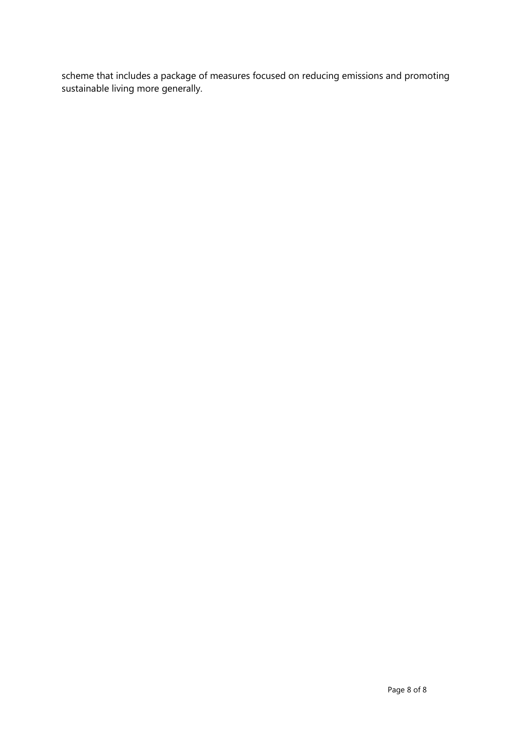scheme that includes a package of measures focused on reducing emissions and promoting sustainable living more generally.